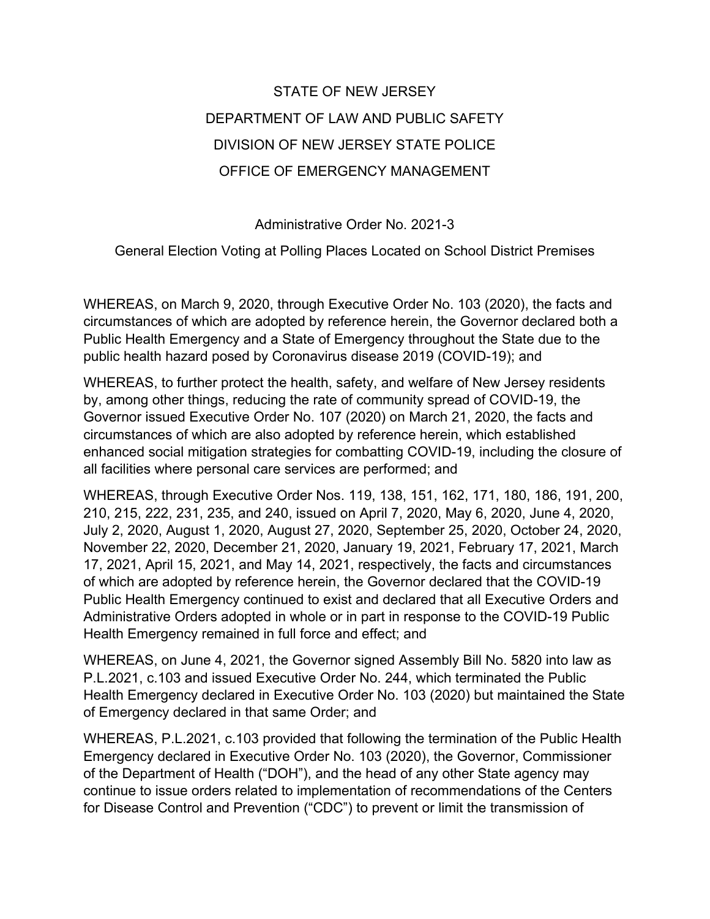# STATE OF NEW JERSEY

## DEPARTMENT OF LAW AND PUBLIC SAFETY

## DIVISION OF NEW JERSEY STATE POLICE

## OFFICE OF EMERGENCY MANAGEMENT

Administrative Order No. 2021-3

General Election Voting at Polling Places Located on School District Premises

WHEREAS, on March 9, 2020, through Executive Order No. 103 (2020), the facts and circumstances of which are adopted by reference herein, the Governor declared both a Public Health Emergency and a State of Emergency throughout the State due to the public health hazard posed by Coronavirus disease 2019 (COVID-19); and

WHEREAS, to further protect the health, safety, and welfare of New Jersey residents by, among other things, reducing the rate of community spread of COVID-19, the Governor issued Executive Order No. 107 (2020) on March 21, 2020, the facts and circumstances of which are also adopted by reference herein, which established enhanced social mitigation strategies for combatting COVID-19, including the closure of all facilities where personal care services are performed; and

WHEREAS, through Executive Order Nos. 119, 138, 151, 162, 171, 180, 186, 191, 200, 210, 215, 222, 231, 235, and 240, issued on April 7, 2020, May 6, 2020, June 4, 2020, July 2, 2020, August 1, 2020, August 27, 2020, September 25, 2020, October 24, 2020, November 22, 2020, December 21, 2020, January 19, 2021, February 17, 2021, March 17, 2021, April 15, 2021, and May 14, 2021, respectively, the facts and circumstances of which are adopted by reference herein, the Governor declared that the COVID-19 Public Health Emergency continued to exist and declared that all Executive Orders and Administrative Orders adopted in whole or in part in response to the COVID-19 Public Health Emergency remained in full force and effect; and

WHEREAS, on June 4, 2021, the Governor signed Assembly Bill No. 5820 into law as P.L.2021, c.103 and issued Executive Order No. 244, which terminated the Public Health Emergency declared in Executive Order No. 103 (2020) but maintained the State of Emergency declared in that same Order; and

WHEREAS, P.L.2021, c.103 provided that following the termination of the Public Health Emergency declared in Executive Order No. 103 (2020), the Governor, Commissioner of the Department of Health ("DOH"), and the head of any other State agency may continue to issue orders related to implementation of recommendations of the Centers for Disease Control and Prevention ("CDC") to prevent or limit the transmission of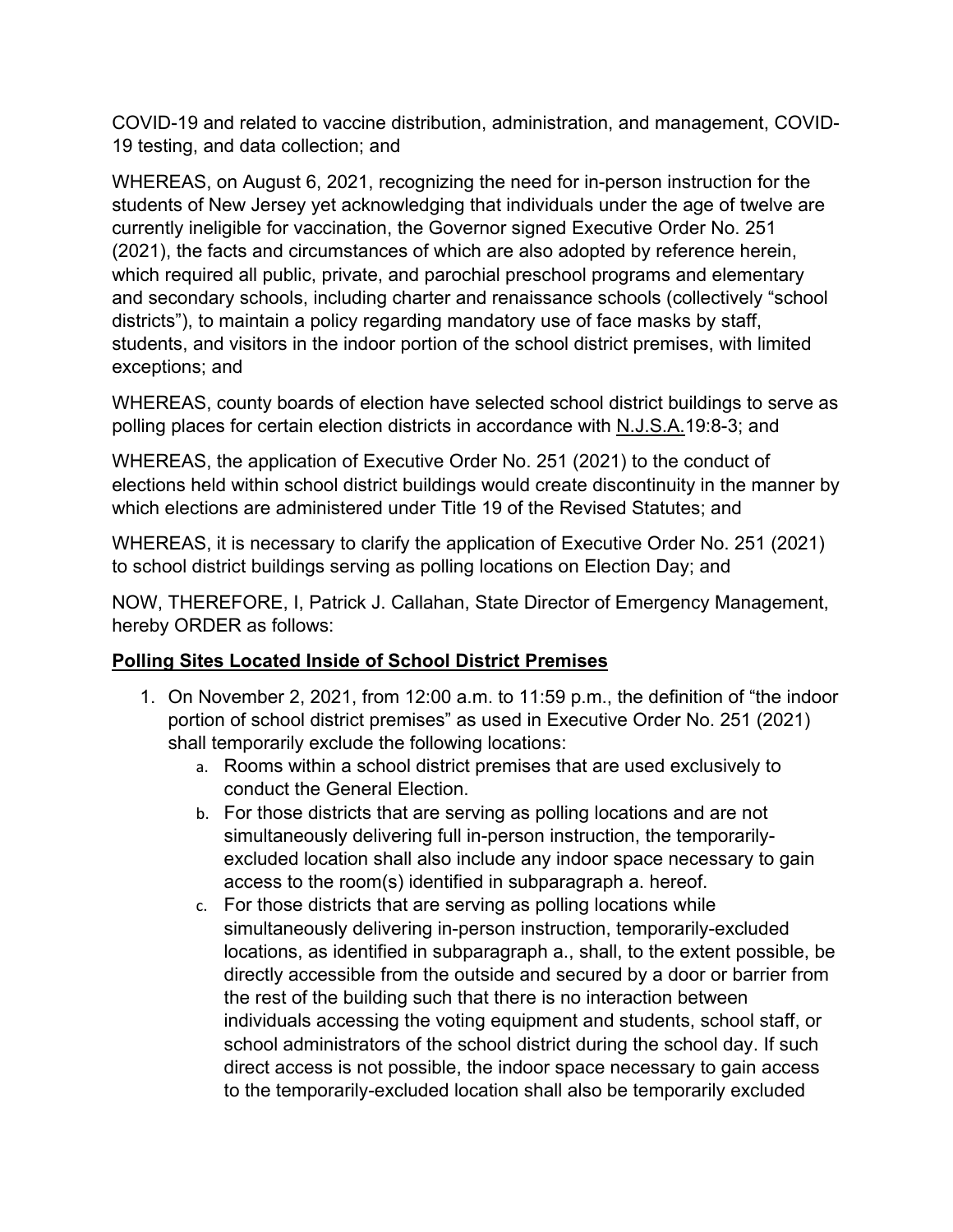COVID-19 and related to vaccine distribution, administration, and management, COVID-19 testing, and data collection; and

WHEREAS, on August 6, 2021, recognizing the need for in-person instruction for the students of New Jersey yet acknowledging that individuals under the age of twelve are currently ineligible for vaccination, the Governor signed Executive Order No. 251 (2021), the facts and circumstances of which are also adopted by reference herein, which required all public, private, and parochial preschool programs and elementary and secondary schools, including charter and renaissance schools (collectively "school districts"), to maintain a policy regarding mandatory use of face masks by staff, students, and visitors in the indoor portion of the school district premises, with limited exceptions; and

WHEREAS, county boards of election have selected school district buildings to serve as polling places for certain election districts in accordance with N.J.S.A.19:8-3; and

WHEREAS, the application of Executive Order No. 251 (2021) to the conduct of elections held within school district buildings would create discontinuity in the manner by which elections are administered under Title 19 of the Revised Statutes; and

WHEREAS, it is necessary to clarify the application of Executive Order No. 251 (2021) to school district buildings serving as polling locations on Election Day; and

NOW, THEREFORE, I, Patrick J. Callahan, State Director of Emergency Management, hereby ORDER as follows:

**Polling Sites Located Inside of School District Premises**

1. On November 2, 2021, from 12:00 a.m. to 11:59 p.m., the definition of "the indoor portion of school district premises" as used in Executive Order No. 251 (2021) shall temporarily exclude the following locations:
    a. Rooms within a school district premises that are used exclusively to conduct the General Election.
    b. For those districts that are serving as polling locations and are not simultaneously delivering full in-person instruction, the temporarily-excluded location shall also include any indoor space necessary to gain access to the room(s) identified in subparagraph a. hereof.
    c. For those districts that are serving as polling locations while simultaneously delivering in-person instruction, temporarily-excluded locations, as identified in subparagraph a., shall, to the extent possible, be directly accessible from the outside and secured by a door or barrier from the rest of the building such that there is no interaction between individuals accessing the voting equipment and students, school staff, or school administrators of the school district during the school day. If such direct access is not possible, the indoor space necessary to gain access to the temporarily-excluded location shall also be temporarily excluded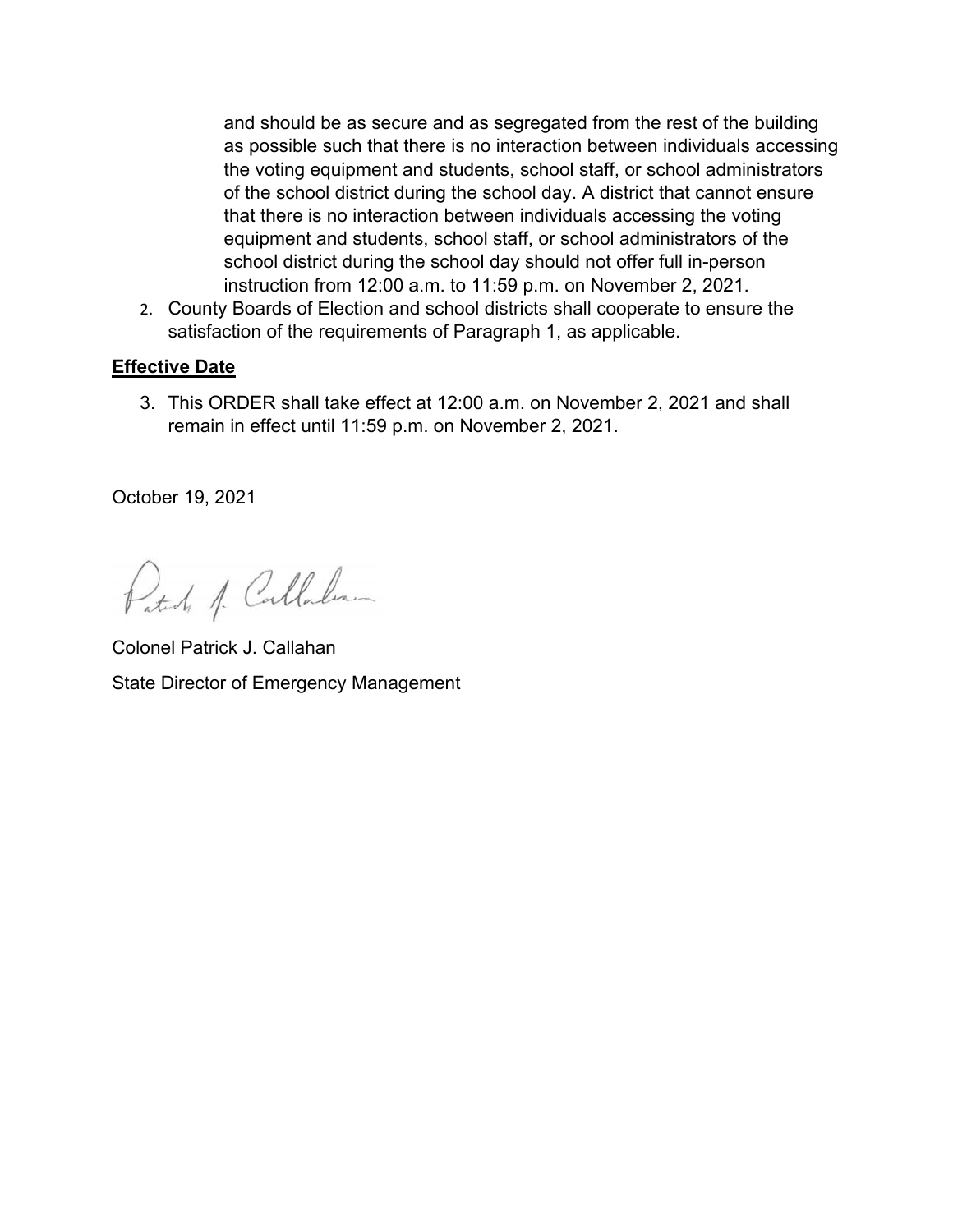and should be as secure and as segregated from the rest of the building as possible such that there is no interaction between individuals accessing the voting equipment and students, school staff, or school administrators of the school district during the school day. A district that cannot ensure that there is no interaction between individuals accessing the voting equipment and students, school staff, or school administrators of the school district during the school day should not offer full in-person instruction from 12:00 a.m. to 11:59 p.m. on November 2, 2021.

2. County Boards of Election and school districts shall cooperate to ensure the satisfaction of the requirements of Paragraph 1, as applicable.

**Effective Date**

3. This ORDER shall take effect at 12:00 a.m. on November 2, 2021 and shall remain in effect until 11:59 p.m. on November 2, 2021.

October 19, 2021

Colonel Patrick J. Callahan

State Director of Emergency Management